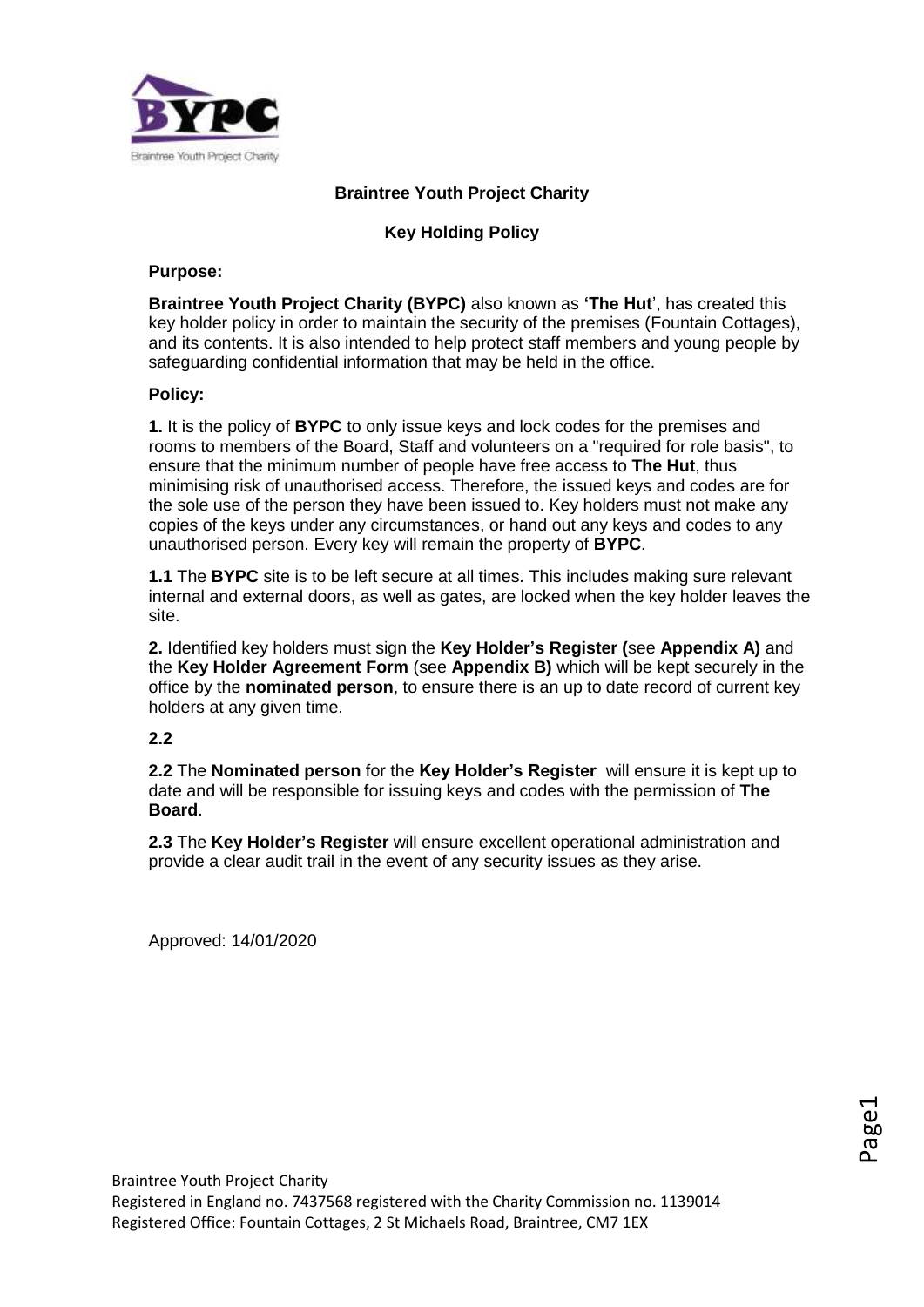# Braintree Youth Project Charity

## Key Holding Policy

**Purpose:**

**Braintree Youth Project Charity (BYPC)** also known as **'The Hut'**, has created this key holder policy in order to maintain the security of the premises (Fountain Cottages), and its contents. It is also intended to help protect staff members and young people by safeguarding confidential information that may be held in the office.

**Policy:**

**1.** It is the policy of **BYPC** to only issue keys and lock codes for the premises and rooms to members of the Board, Staff and volunteers on a "required for role basis", to ensure that the minimum number of people have free access to **The Hut**, thus minimising risk of unauthorised access. Therefore, the issued keys and codes are for the sole use of the person they have been issued to. Key holders must not make any copies of the keys under any circumstances, or hand out any keys and codes to any unauthorised person. Every key will remain the property of **BYPC**.

**1.1** The **BYPC** site is to be left secure at all times. This includes making sure relevant internal and external doors, as well as gates, are locked when the key holder leaves the site.

**2.** Identified key holders must sign the **Key Holder's Register (**see **Appendix A)** and the **Key Holder Agreement Form** (see **Appendix B)** which will be kept securely in the office by the **nominated person**, to ensure there is an up to date record of current key holders at any given time.

**2.2**

**2.2** The **Nominated person** for the **Key Holder's Register** will ensure it is kept up to date and will be responsible for issuing keys and codes with the permission of **The Board**.

**2.3** The **Key Holder's Register** will ensure excellent operational administration and provide a clear audit trail in the event of any security issues as they arise.

Approved: 14/01/2020

Braintree Youth Project Charity
Registered in England no. 7437568 registered with the Charity Commission no. 1139014
Registered Office: Fountain Cottages, 2 St Michaels Road, Braintree, CM7 1EX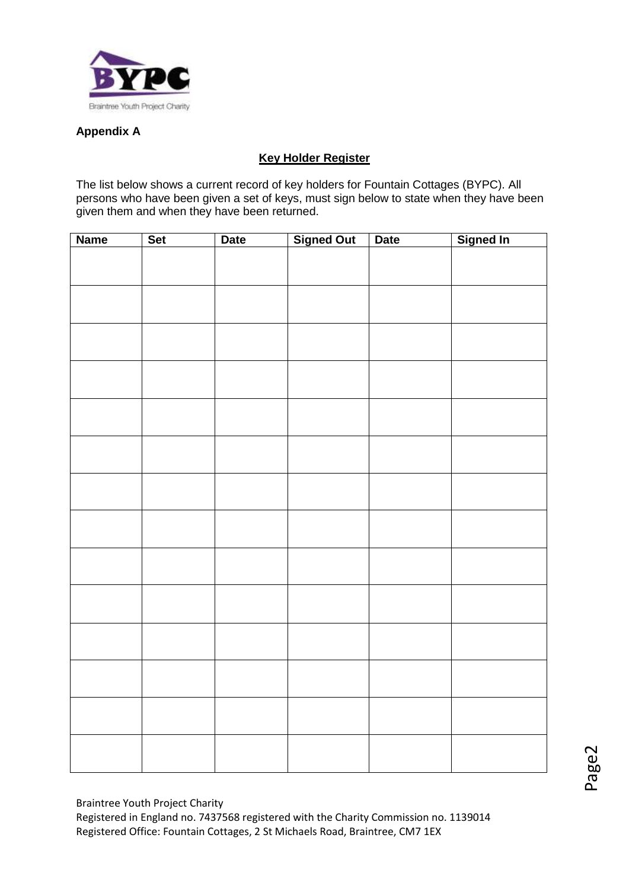**Appendix A**

## Key Holder Register

The list below shows a current record of key holders for Fountain Cottages (BYPC). All persons who have been given a set of keys, must sign below to state when they have been given them and when they have been returned.

| Name | Set | Date | Signed Out | Date | Signed In |
|---|---|---|---|---|---|
| | | | | | |
| | | | | | |
| | | | | | |
| | | | | | |
| | | | | | |
| | | | | | |
| | | | | | |
| | | | | | |
| | | | | | |
| | | | | | |
| | | | | | |
| | | | | | |
| | | | | | |
| | | | | | |

Braintree Youth Project Charity
Registered in England no. 7437568 registered with the Charity Commission no. 1139014
Registered Office: Fountain Cottages, 2 St Michaels Road, Braintree, CM7 1EX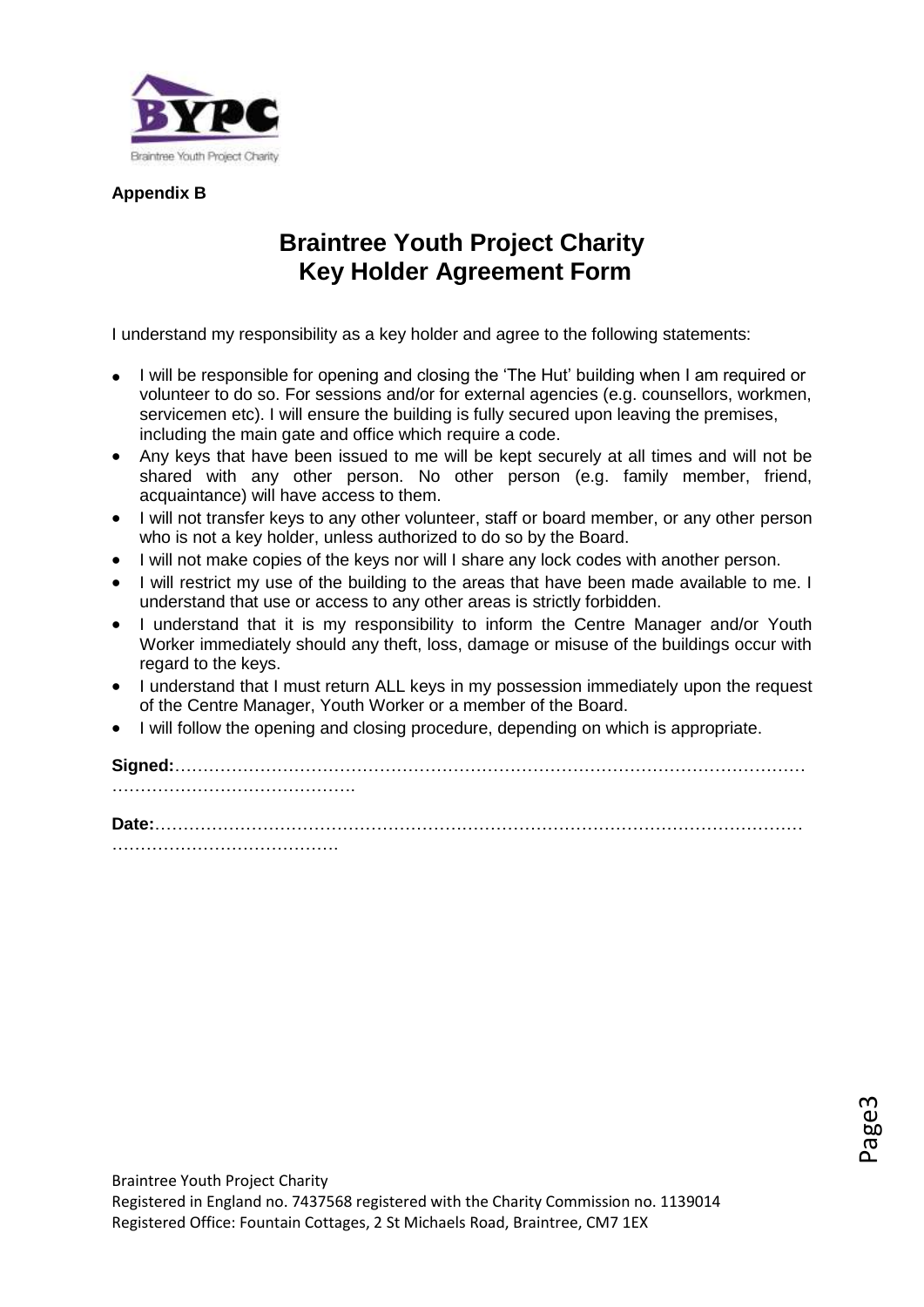**Appendix B**

# Braintree Youth Project Charity
# Key Holder Agreement Form

I understand my responsibility as a key holder and agree to the following statements:

- I will be responsible for opening and closing the 'The Hut' building when I am required or volunteer to do so. For sessions and/or for external agencies (e.g. counsellors, workmen, servicemen etc). I will ensure the building is fully secured upon leaving the premises, including the main gate and office which require a code.
- Any keys that have been issued to me will be kept securely at all times and will not be shared with any other person. No other person (e.g. family member, friend, acquaintance) will have access to them.
- I will not transfer keys to any other volunteer, staff or board member, or any other person who is not a key holder, unless authorized to do so by the Board.
- I will not make copies of the keys nor will I share any lock codes with another person.
- I will restrict my use of the building to the areas that have been made available to me. I understand that use or access to any other areas is strictly forbidden.
- I understand that it is my responsibility to inform the Centre Manager and/or Youth Worker immediately should any theft, loss, damage or misuse of the buildings occur with regard to the keys.
- I understand that I must return ALL keys in my possession immediately upon the request of the Centre Manager, Youth Worker or a member of the Board.
- I will follow the opening and closing procedure, depending on which is appropriate.

**Signed:**……………………………………………………………………………………………………………………………………………….

**Date:**…………………………………………………………………………………………………………………………………………….

Braintree Youth Project Charity
Registered in England no. 7437568 registered with the Charity Commission no. 1139014
Registered Office: Fountain Cottages, 2 St Michaels Road, Braintree, CM7 1EX